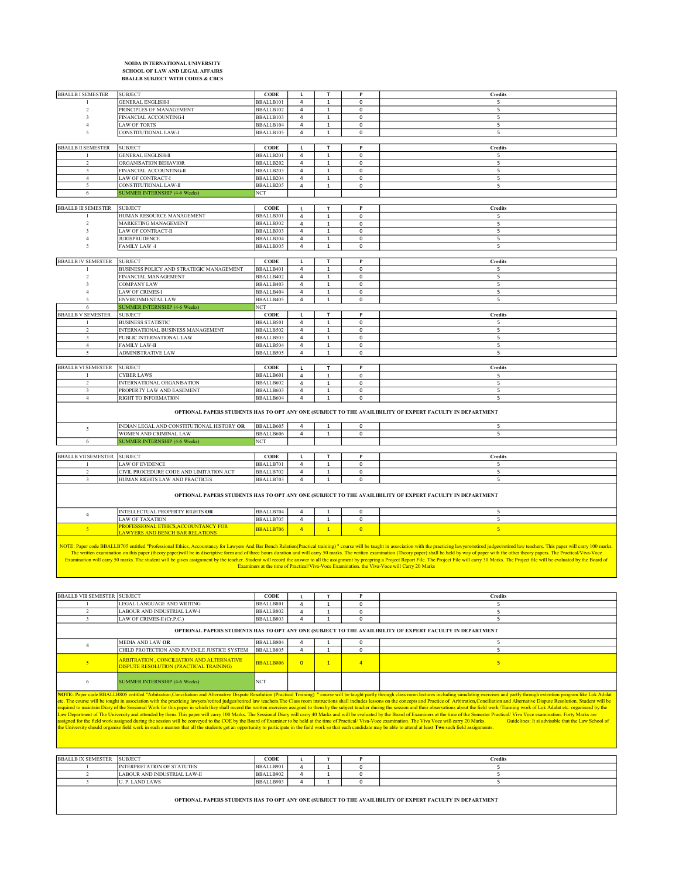**NOIDA INTERNATIONAL UNIVERSITY**
**SCHOOL OF LAW AND LEGAL AFFAIRS**
**BBALLB SUBJECT WITH CODES & CBCS**

| BBALLB I SEMESTER | SUBJECT | CODE | L | T | P | Credits |
|---|---|---|---|---|---|---|
| 1 | GENERAL ENGLISH-I | BBALLB101 | 4 | 1 | 0 | 5 |
| 2 | PRINCIPLES OF MANAGEMENT | BBALLB102 | 4 | 1 | 0 | 5 |
| 3 | FINANCIAL ACCOUNTING-I | BBALLB103 | 4 | 1 | 0 | 5 |
| 4 | LAW OF TORTS | BBALLB104 | 4 | 1 | 0 | 5 |
| 5 | CONSTITUTIONAL LAW-I | BBALLB105 | 4 | 1 | 0 | 5 |

| BBALLB II SEMESTER | SUBJECT | CODE | L | T | P | Credits |
|---|---|---|---|---|---|---|
| 1 | GENERAL ENGLISH-II | BBALLB201 | 4 | 1 | 0 | 5 |
| 2 | ORGANISATION BEHAVIOR | BBALLB202 | 4 | 1 | 0 | 5 |
| 3 | FINANCIAL ACCOUNTING-II | BBALLB203 | 4 | 1 | 0 | 5 |
| 4 | LAW OF CONTRACT-I | BBALLB204 | 4 | 1 | 0 | 5 |
| 5 | CONSTITUTIONAL LAW-II | BBALLB205 | 4 | 1 | 0 | 5 |
| 6 | SUMMER INTERNSHIP (4-6 Weeks) | NCT | | | | |

| BBALLB III SEMESTER | SUBJECT | CODE | L | T | P | Credits |
|---|---|---|---|---|---|---|
| 1 | HUMAN RESOURCE MANAGEMENT | BBALLB301 | 4 | 1 | 0 | 5 |
| 2 | MARKETING MANAGEMENT | BBALLB302 | 4 | 1 | 0 | 5 |
| 3 | LAW OF CONTRACT-II | BBALLB303 | 4 | 1 | 0 | 5 |
| 4 | JURISPRUDENCE | BBALLB304 | 4 | 1 | 0 | 5 |
| 5 | FAMILY LAW -I | BBALLB305 | 4 | 1 | 0 | 5 |

| BBALLB IV SEMESTER | SUBJECT | CODE | L | T | P | Credits |
|---|---|---|---|---|---|---|
| 1 | BUSINESS POLICY AND STRATEGIC MANAGEMENT | BBALLB401 | 4 | 1 | 0 | 5 |
| 2 | FINANCIAL MANAGEMENT | BBALLB402 | 4 | 1 | 0 | 5 |
| 3 | COMPANY LAW | BBALLB403 | 4 | 1 | 0 | 5 |
| 4 | LAW OF CRIMES-I | BBALLB404 | 4 | 1 | 0 | 5 |
| 5 | ENVIRONMENTAL LAW | BBALLB405 | 4 | 1 | 0 | 5 |
| 6 | SUMMER INTERNSHIP (4-6 Weeks) | NCT | | | | |

| BBALLB V SEMESTER | SUBJECT | CODE | L | T | P | Credits |
|---|---|---|---|---|---|---|
| 1 | BUSINESS STATISTIC | BBALLB501 | 4 | 1 | 0 | 5 |
| 2 | INTERNATIONAL BUSINESS MANAGEMENT | BBALLB502 | 4 | 1 | 0 | 5 |
| 3 | PUBLIC INTERNATIONAL LAW | BBALLB503 | 4 | 1 | 0 | 5 |
| 4 | FAMILY LAW-II | BBALLB504 | 4 | 1 | 0 | 5 |
| 5 | ADMINISTRATIVE LAW | BBALLB505 | 4 | 1 | 0 | 5 |

| BBALLB VI SEMESTER | SUBJECT | CODE | L | T | P | Credits |
|---|---|---|---|---|---|---|
| 1 | CYBER LAWS | BBALLB601 | 4 | 1 | 0 | 5 |
| 2 | INTERNATIONAL ORGANISATION | BBALLB602 | 4 | 1 | 0 | 5 |
| 3 | PROPERTY LAW AND EASEMENT | BBALLB603 | 4 | 1 | 0 | 5 |
| 4 | RIGHT TO INFORMATION | BBALLB604 | 4 | 1 | 0 | 5 |
| **OPTIONAL PAPERS STUDENTS HAS TO OPT ANY ONE (SUBJECT TO THE AVAILIBILITY OF EXPERT FACULTY IN DEPARTMENT** | | | | | | |
| 5 | INDIAN LEGAL AND CONSTITUTIONAL HISTORY **OR** | BBALLB605 | 4 | 1 | 0 | 5 |
| | WOMEN AND CRIMINAL LAW | BBALLB606 | 4 | 1 | 0 | 5 |
| 6 | SUMMER INTERNSHIP (4-6 Weeks) | NCT | | | | |

| BBALLB VII SEMESTER | SUBJECT | CODE | L | T | P | Credits |
|---|---|---|---|---|---|---|
| 1 | LAW OF EVIDENCE | BBALLB701 | 4 | 1 | 0 | 5 |
| 2 | CIVIL PROCEDURE CODE AND LIMITATION ACT | BBALLB702 | 4 | 1 | 0 | 5 |
| 3 | HUMAN RIGHTS LAW AND PRACTICES | BBALLB703 | 4 | 1 | 0 | 5 |
| **OPTIONAL PAPERS STUDENTS HAS TO OPT ANY ONE (SUBJECT TO THE AVAILIBILITY OF EXPERT FACULTY IN DEPARTMENT** | | | | | | |
| 4 | INTELLECTUAL PROPERTY RIGHTS **OR** | BBALLB704 | 4 | 1 | 0 | 5 |
| | LAW OF TAXATION | BBALLB705 | 4 | 1 | 0 | 5 |
| 5 | PROFESSIONAL ETHICS,ACCOUNTANCY FOR LAWYERS AND BENCH BAR RELATIONS | BBALLB706 | 4 | 1 | 0 | 5 |

NOTE: Paper code BBALLB705 entitled "Professional Ethics, Accountancy for Lawyers And Bar Bench Relation(Practical training) " course will be taught in association with the practicing lawyers/retired judges/retired law teachers. This paper will carry 100 marks. The written examination on this paper (theory paper)will be in discriptive form and of three hours duration and will carry 50 marks. The written examination (Theory paper) shall be held by way of paper with the other theory papers. The Practical/Viva-Voce Examination will carry 50 marks. The student will be given assignment by the teacher. Student will record the answer to all the assignment by preapring a Project Report File. The Project File will carry 30 Marks. The Project file will be evaluated by the Board of Examiners at the time of Practical/Viva-Voce Examination. the Viva-Voce will Carry 20 Marks

| BBALLB VIII SEMESTER | SUBJECT | CODE | L | T | P | Credits |
|---|---|---|---|---|---|---|
| 1 | LEGAL LANGUAGE AND WRITING | BBALLB801 | 4 | 1 | 0 | 5 |
| 2 | LABOUR AND INDUSTRIAL LAW-I | BBALLB802 | 4 | 1 | 0 | 5 |
| 3 | LAW OF CRIMES-II (Cr.P.C.) | BBALLB803 | 4 | 1 | 0 | 5 |
| **OPTIONAL PAPERS STUDENTS HAS TO OPT ANY ONE (SUBJECT TO THE AVAILIBILITY OF EXPERT FACULTY IN DEPARTMENT** | | | | | | |
| 4 | MEDIA AND LAW **OR** | BBALLB804 | 4 | 1 | 0 | 5 |
| | CHILD PROTECTION AND JUVENILE JUSTICE SYSTEM | BBALLB805 | 4 | 1 | 0 | 5 |
| 5 | ARBITRATION , CONCILIATION AND ALTERNATIVE DISPUTE RESOLUTION (PRACTICAL TRAINING) | BBALLB806 | 0 | 1 | 4 | 5 |
| 6 | SUMMER INTERNSHIP (4-6 Weeks) | NCT | | | | |

**NOTE:** Paper code BBALLB805 entitled "Arbitration,Conciliation and Alternative Dispute Resolution (Practical Training) " course will be taught partly through class room lectures including simulating exercises and partly through extention program like Lok Adalat etc. The course will be tought in association with the practicing lawyers/retired judges/retired law teachers.The Class room instructions shall includes lessons on the concepts and Practice of Arbitration,Conciliation and Alternative Dispute Resolution. Student will be required to maintain Diary of the Sessional Work for this paper in which they shall record the written exercises assigned to them by the subject teacher during the session and their observations about the field work /Training work of Lok Adalat etc. organised by the Law Department of The University and attended by them. This paper will carry 100 Marks. The Sessional Diary will carry 40 Marks and will be evaluated by the Board of Examiners at the time of the Semester Practical/ Viva Voce examination. Forty Marks are assigned for the field work assigned during the session will be conveyed to the COE by the Board of Examiner to be held at the time of Practical/ Viva-Voce examination. The Viva Voce will carry 20 Marks. Guidelines: It si advisable that the Law School of the University should organise field work in such a manner that all the students get an opportunity to participate in the field work so that each candidate may be able to attend at least **Two** such field assignments.

| BBALLB IX SEMESTER | SUBJECT | CODE | L | T | P | Credits |
|---|---|---|---|---|---|---|
| 1 | INTERPRETATION OF STATUTES | BBALLB901 | 4 | 1 | 0 | 5 |
| 2 | LABOUR AND INDUSTRIAL LAW-II | BBALLB902 | 4 | 1 | 0 | 5 |
| 3 | U. P. LAND LAWS | BBALLB903 | 4 | 1 | 0 | 5 |
| **OPTIONAL PAPERS STUDENTS HAS TO OPT ANY ONE (SUBJECT TO THE AVAILIBILITY OF EXPERT FACULTY IN DEPARTMENT** | | | | | | |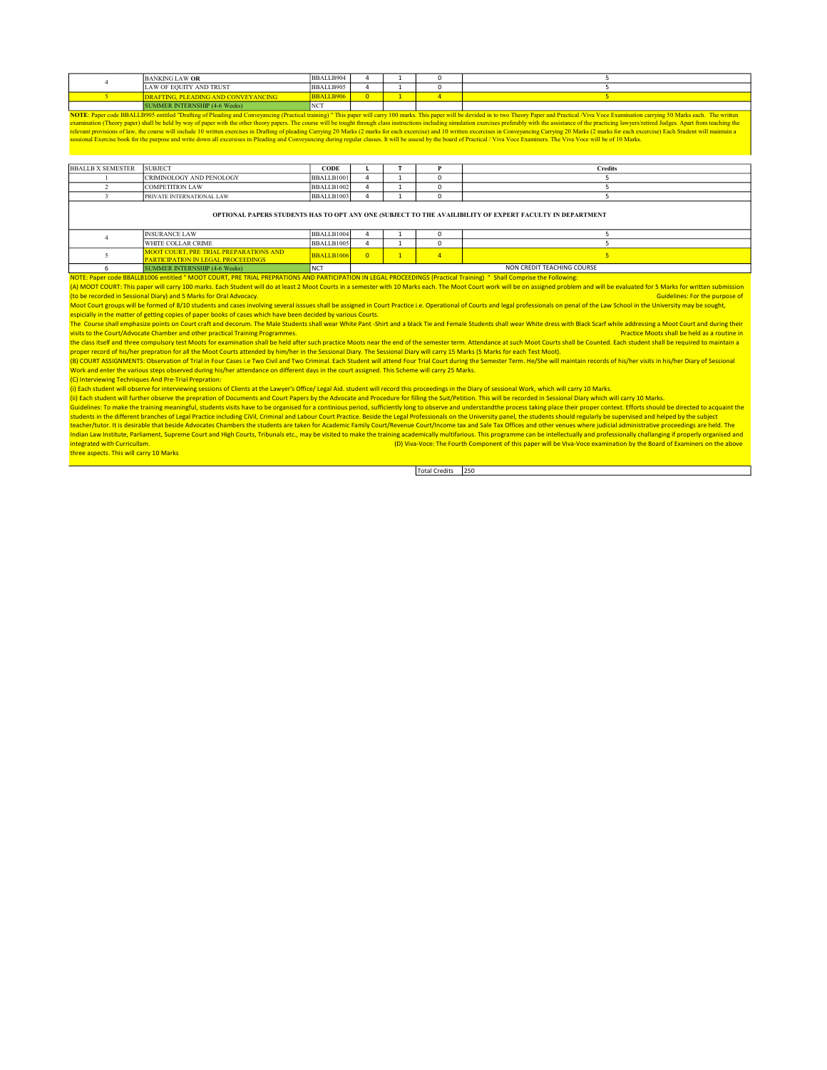| | | | | | | |
|---|---|---|---|---|---|---|
| 4 | BANKING LAW **OR** | BBALLB904 | 4 | 1 | 0 | 5 |
| | LAW OF EQUITY AND TRUST | BBALLB905 | 4 | 1 | 0 | 5 |
| 5 | DRAFTING, PLEADING AND CONVEYANCING | BBALLB906 | 0 | 1 | 4 | 5 |
| | SUMMER INTERNSHIP (4-6 Weeks) | NCT | | | | |

**NOTE**: Paper code BBALLB905 entitled "Drafting of Pleading and Conveyancing (Practical training) " This paper will carry 100 marks. This paper will be devided in to two Theory Paper and Practical /Viva Voce Examination carrying 50 Marks each. The written examination (Theory paper) shall be held by way of paper with the other theory papers. The course will be tought through class instructions including simulation exercises preferably with the assistance of the practicing lawyers/retired Judges. Apart from teaching the relevant provisions of law, the course will include 10 written exercises in Drafting of pleading Carrying 20 Marks (2 marks for each exercise) and 10 written excercises in Conveyancing Carrying 20 Marks (2 marks for each excercise) Each Student will maintain a sessional Exercise book for the purpose and write down all excersises in Pleading and Conveyancing during regular classes. It will be assesd by the board of Practical / Viva Voce Examiners. The Viva Voce will be of 10 Marks.

| BBALLB X SEMESTER | SUBJECT | CODE | L | T | P | Credits |
|---|---|---|---|---|---|---|
| 1 | CRIMINOLOGY AND PENOLOGY | BBALLB1001 | 4 | 1 | 0 | 5 |
| 2 | COMPETITION LAW | BBALLB1002 | 4 | 1 | 0 | 5 |
| 3 | PRIVATE INTERNATIONAL LAW | BBALLB1003 | 4 | 1 | 0 | 5 |
| OPTIONAL PAPERS STUDENTS HAS TO OPT ANY ONE (SUBJECT TO THE AVAILIBILITY OF EXPERT FACULTY IN DEPARTMENT | | | | | | |
| 4 | INSURANCE LAW | BBALLB1004 | 4 | 1 | 0 | 5 |
| | WHITE COLLAR CRIME | BBALLB1005 | 4 | 1 | 0 | 5 |
| 5 | MOOT COURT, PRE TRIAL PREPARATIONS AND PARTICIPATION IN LEGAL PROCEEDINGS | BBALLB1006 | 0 | 1 | 4 | 5 |
| 6 | SUMMER INTERNSHIP (4-6 Weeks) | NCT | NON CREDIT TEACHING COURSE | | | |

NOTE: Paper code BBALLB1006 entitled " MOOT COURT, PRE TRIAL PREPRATIONS AND PARTICIPATION IN LEGAL PROCEEDINGS (Practical Training) " Shall Comprise the Following:

(A) MOOT COURT: This paper will carry 100 marks. Each Student will do at least 2 Moot Courts in a semester with 10 Marks each. The Moot Court work will be on assigned problem and will be evaluated for 5 Marks for written submission (to be recorded in Sessional Diary) and 5 Marks for Oral Advocacy. Guidelines: For the purpose of Moot Court groups will be formed of 8/10 students and cases involving several isssues shall be assigned in Court Practice i.e. Operational of Courts and legal professionals on penal of the Law School in the University may be sought, espicially in the matter of getting copies of paper books of cases which have been decided by various Courts.

The Course shall emphasize points on Court craft and decorum. The Male Students shall wear White Pant -Shirt and a black Tie and Female Students shall wear White dress with Black Scarf while addressing a Moot Court and during their visits to the Court/Advocate Chamber and other practical Training Programmes. Practice Moots shall be held as a routine in the class itself and three compulsory test Moots for examination shall be held after such practice Moots near the end of the semester term. Attendance at such Moot Courts shall be Counted. Each student shall be required to maintain a proper record of his/her prepration for all the Moot Courts attended by him/her in the Sessional Diary. The Sessional Diary will carry 15 Marks (5 Marks for each Test Moot).

(B) COURT ASSIGNMENTS: Observation of Trial in Four Cases i.e Two Civil and Two Criminal. Each Student will attend Four Trial Court during the Semester Term. He/She will maintain records of his/her visits in his/her Diary of Sessional Work and enter the various steps observed during his/her attendance on different days in the court assigned. This Scheme will carry 25 Marks.

(C) Interviewing Techniques And Pre-Trial Prepration:

(i) Each student will observe for interviewing sessions of Clients at the Lawyer's Office/ Legal Aid. student will record this proceedings in the Diary of sessional Work, which will carry 10 Marks.

(ii) Each student will further observe the prepration of Documents and Court Papers by the Advocate and Procedure for filling the Suit/Petition. This will be recorded in Sessional Diary which will carry 10 Marks.

Guidelines: To make the training meaningful, students visits have to be organised for a continious period, sufficiently long to observe and understandthe process taking place their proper context. Efforts should be directed to acquaint the students in the different branches of Legal Practice including CiVil, Criminal and Labour Court Practice. Beside the Legal Professionals on the University panel, the students should regularly be supervised and helped by the subject teacher/tutor. It is desirable that beside Advocates Chambers the students are taken for Academic Family Court/Revenue Court/Income tax and Sale Tax Offices and other venues where judicial administrative proceedings are held. The Indian Law Institute, Parliament, Supreme Court and High Courts, Tribunals etc., may be visited to make the training academically multifarious. This programme can be intellectually and professionally challanging if properly organised and integrated with Curricullam. (D) Viva-Voce: The Fourth Component of this paper will be Viva-Voce examination by the Board of Examiners on the above three aspects. This will carry 10 Marks

| | |
|---|---|
| Total Credits | 250 |